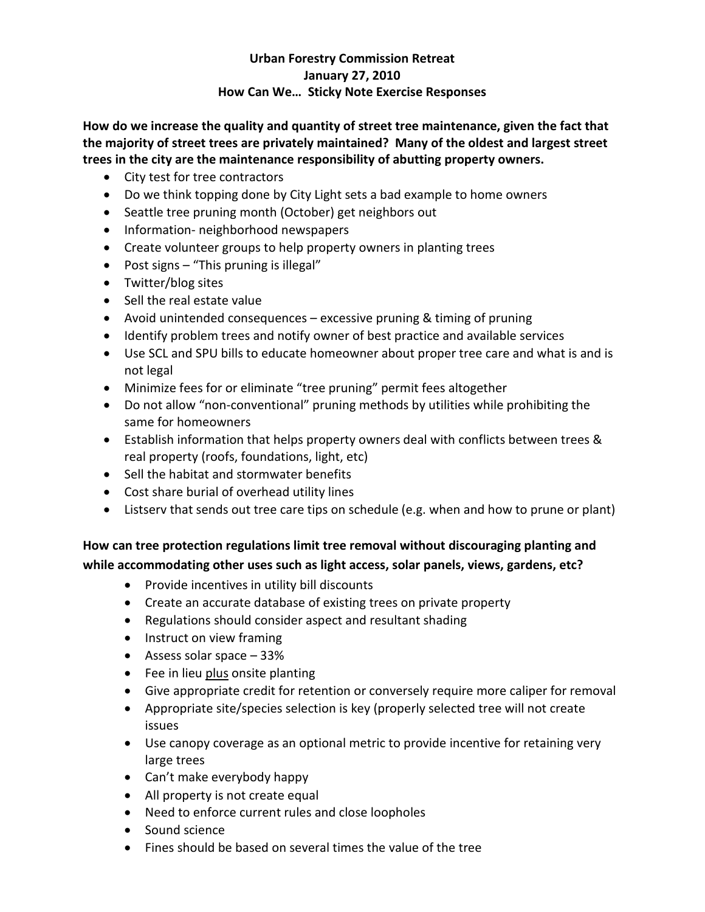# Urban Forestry Commission Retreat
## January 27, 2010
## How Can We… Sticky Note Exercise Responses

**How do we increase the quality and quantity of street tree maintenance, given the fact that the majority of street trees are privately maintained? Many of the oldest and largest street trees in the city are the maintenance responsibility of abutting property owners.**

- City test for tree contractors
- Do we think topping done by City Light sets a bad example to home owners
- Seattle tree pruning month (October) get neighbors out
- Information- neighborhood newspapers
- Create volunteer groups to help property owners in planting trees
- Post signs – "This pruning is illegal"
- Twitter/blog sites
- Sell the real estate value
- Avoid unintended consequences – excessive pruning & timing of pruning
- Identify problem trees and notify owner of best practice and available services
- Use SCL and SPU bills to educate homeowner about proper tree care and what is and is not legal
- Minimize fees for or eliminate "tree pruning" permit fees altogether
- Do not allow "non-conventional" pruning methods by utilities while prohibiting the same for homeowners
- Establish information that helps property owners deal with conflicts between trees & real property (roofs, foundations, light, etc)
- Sell the habitat and stormwater benefits
- Cost share burial of overhead utility lines
- Listserv that sends out tree care tips on schedule (e.g. when and how to prune or plant)

**How can tree protection regulations limit tree removal without discouraging planting and while accommodating other uses such as light access, solar panels, views, gardens, etc?**

- Provide incentives in utility bill discounts
- Create an accurate database of existing trees on private property
- Regulations should consider aspect and resultant shading
- Instruct on view framing
- Assess solar space – 33%
- Fee in lieu <u>plus</u> onsite planting
- Give appropriate credit for retention or conversely require more caliper for removal
- Appropriate site/species selection is key (properly selected tree will not create issues
- Use canopy coverage as an optional metric to provide incentive for retaining very large trees
- Can't make everybody happy
- All property is not create equal
- Need to enforce current rules and close loopholes
- Sound science
- Fines should be based on several times the value of the tree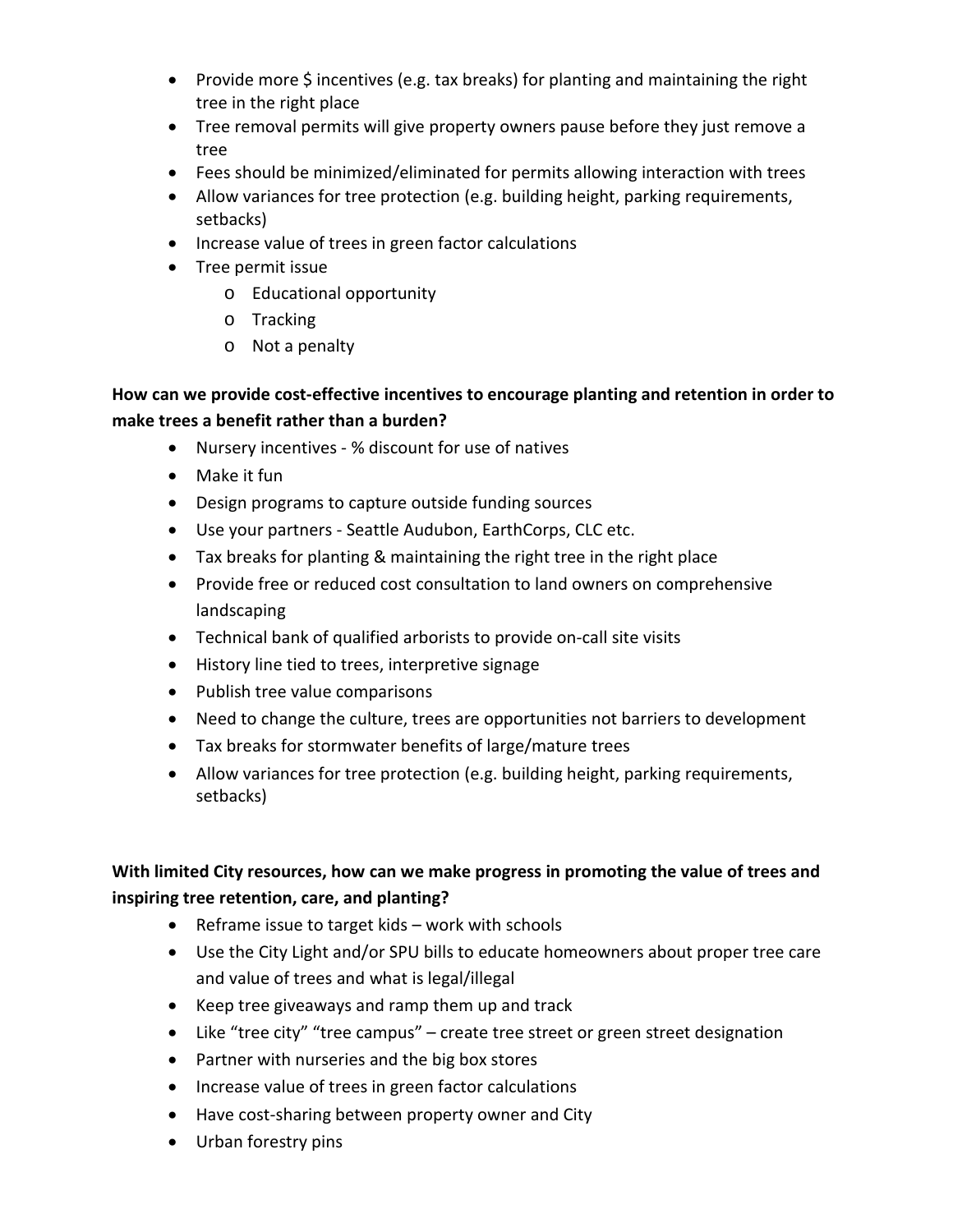- Provide more $ incentives (e.g. tax breaks) for planting and maintaining the right tree in the right place
- Tree removal permits will give property owners pause before they just remove a tree
- Fees should be minimized/eliminated for permits allowing interaction with trees
- Allow variances for tree protection (e.g. building height, parking requirements, setbacks)
- Increase value of trees in green factor calculations
- Tree permit issue
    - Educational opportunity
    - Tracking
    - Not a penalty

**How can we provide cost-effective incentives to encourage planting and retention in order to make trees a benefit rather than a burden?**

- Nursery incentives - % discount for use of natives
- Make it fun
- Design programs to capture outside funding sources
- Use your partners - Seattle Audubon, EarthCorps, CLC etc.
- Tax breaks for planting & maintaining the right tree in the right place
- Provide free or reduced cost consultation to land owners on comprehensive landscaping
- Technical bank of qualified arborists to provide on-call site visits
- History line tied to trees, interpretive signage
- Publish tree value comparisons
- Need to change the culture, trees are opportunities not barriers to development
- Tax breaks for stormwater benefits of large/mature trees
- Allow variances for tree protection (e.g. building height, parking requirements, setbacks)

**With limited City resources, how can we make progress in promoting the value of trees and inspiring tree retention, care, and planting?**

- Reframe issue to target kids – work with schools
- Use the City Light and/or SPU bills to educate homeowners about proper tree care and value of trees and what is legal/illegal
- Keep tree giveaways and ramp them up and track
- Like "tree city" "tree campus" – create tree street or green street designation
- Partner with nurseries and the big box stores
- Increase value of trees in green factor calculations
- Have cost-sharing between property owner and City
- Urban forestry pins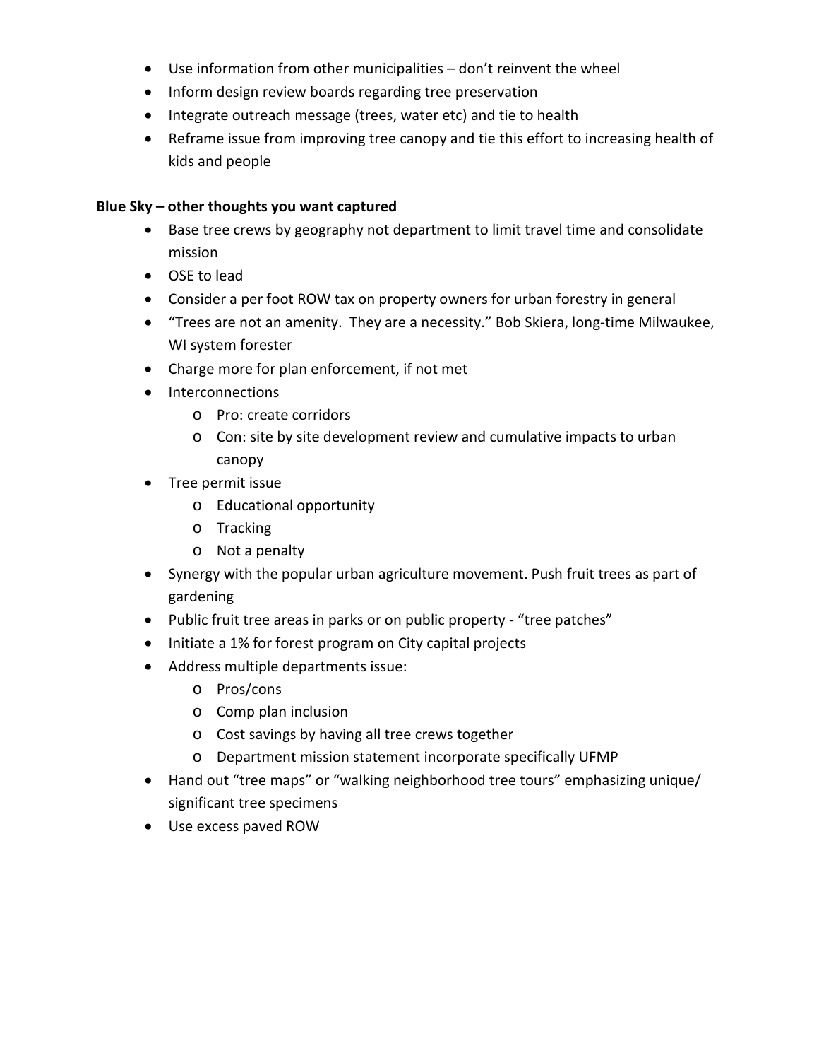- Use information from other municipalities – don't reinvent the wheel
- Inform design review boards regarding tree preservation
- Integrate outreach message (trees, water etc) and tie to health
- Reframe issue from improving tree canopy and tie this effort to increasing health of kids and people

**Blue Sky – other thoughts you want captured**

- Base tree crews by geography not department to limit travel time and consolidate mission
- OSE to lead
- Consider a per foot ROW tax on property owners for urban forestry in general
- "Trees are not an amenity. They are a necessity." Bob Skiera, long-time Milwaukee, WI system forester
- Charge more for plan enforcement, if not met
- Interconnections
    - Pro: create corridors
    - Con: site by site development review and cumulative impacts to urban canopy
- Tree permit issue
    - Educational opportunity
    - Tracking
    - Not a penalty
- Synergy with the popular urban agriculture movement. Push fruit trees as part of gardening
- Public fruit tree areas in parks or on public property - "tree patches"
- Initiate a 1% for forest program on City capital projects
- Address multiple departments issue:
    - Pros/cons
    - Comp plan inclusion
    - Cost savings by having all tree crews together
    - Department mission statement incorporate specifically UFMP
- Hand out "tree maps" or "walking neighborhood tree tours" emphasizing unique/ significant tree specimens
- Use excess paved ROW